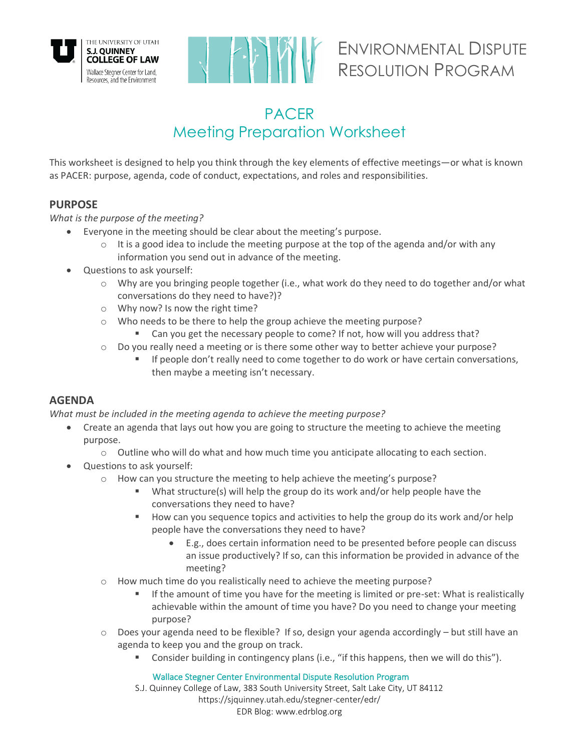ENVIRONMENTAL DISPUTE RESOLUTION PROGRAM

# PACER
## Meeting Preparation Worksheet

This worksheet is designed to help you think through the key elements of effective meetings—or what is known as PACER: purpose, agenda, code of conduct, expectations, and roles and responsibilities.

### PURPOSE

*What is the purpose of the meeting?*

- Everyone in the meeting should be clear about the meeting's purpose.
  - It is a good idea to include the meeting purpose at the top of the agenda and/or with any information you send out in advance of the meeting.
- Questions to ask yourself:
  - Why are you bringing people together (i.e., what work do they need to do together and/or what conversations do they need to have?)?
  - Why now? Is now the right time?
  - Who needs to be there to help the group achieve the meeting purpose?
    - Can you get the necessary people to come? If not, how will you address that?
  - Do you really need a meeting or is there some other way to better achieve your purpose?
    - If people don't really need to come together to do work or have certain conversations, then maybe a meeting isn't necessary.

### AGENDA

*What must be included in the meeting agenda to achieve the meeting purpose?*

- Create an agenda that lays out how you are going to structure the meeting to achieve the meeting purpose.
  - Outline who will do what and how much time you anticipate allocating to each section.
- Questions to ask yourself:
  - How can you structure the meeting to help achieve the meeting's purpose?
    - What structure(s) will help the group do its work and/or help people have the conversations they need to have?
    - How can you sequence topics and activities to help the group do its work and/or help people have the conversations they need to have?
      - E.g., does certain information need to be presented before people can discuss an issue productively? If so, can this information be provided in advance of the meeting?
  - How much time do you realistically need to achieve the meeting purpose?
    - If the amount of time you have for the meeting is limited or pre-set: What is realistically achievable within the amount of time you have? Do you need to change your meeting purpose?
  - Does your agenda need to be flexible? If so, design your agenda accordingly – but still have an agenda to keep you and the group on track.
    - Consider building in contingency plans (i.e., "if this happens, then we will do this").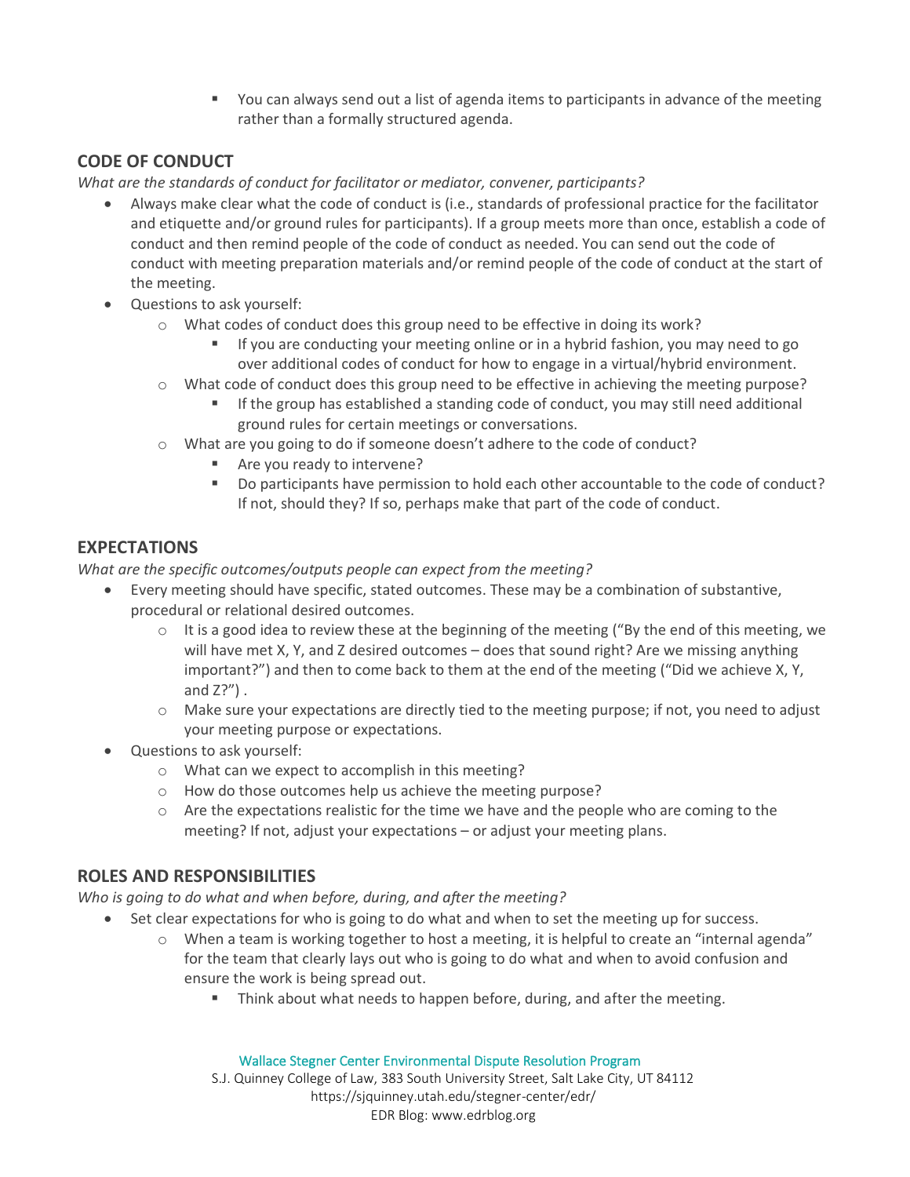- You can always send out a list of agenda items to participants in advance of the meeting rather than a formally structured agenda.

## CODE OF CONDUCT

*What are the standards of conduct for facilitator or mediator, convener, participants?*

- Always make clear what the code of conduct is (i.e., standards of professional practice for the facilitator and etiquette and/or ground rules for participants). If a group meets more than once, establish a code of conduct and then remind people of the code of conduct as needed. You can send out the code of conduct with meeting preparation materials and/or remind people of the code of conduct at the start of the meeting.
- Questions to ask yourself:
    - What codes of conduct does this group need to be effective in doing its work?
        - If you are conducting your meeting online or in a hybrid fashion, you may need to go over additional codes of conduct for how to engage in a virtual/hybrid environment.
    - What code of conduct does this group need to be effective in achieving the meeting purpose?
        - If the group has established a standing code of conduct, you may still need additional ground rules for certain meetings or conversations.
    - What are you going to do if someone doesn't adhere to the code of conduct?
        - Are you ready to intervene?
        - Do participants have permission to hold each other accountable to the code of conduct? If not, should they? If so, perhaps make that part of the code of conduct.

## EXPECTATIONS

*What are the specific outcomes/outputs people can expect from the meeting?*

- Every meeting should have specific, stated outcomes. These may be a combination of substantive, procedural or relational desired outcomes.
    - It is a good idea to review these at the beginning of the meeting ("By the end of this meeting, we will have met X, Y, and Z desired outcomes – does that sound right? Are we missing anything important?") and then to come back to them at the end of the meeting ("Did we achieve X, Y, and Z?") .
    - Make sure your expectations are directly tied to the meeting purpose; if not, you need to adjust your meeting purpose or expectations.
- Questions to ask yourself:
    - What can we expect to accomplish in this meeting?
    - How do those outcomes help us achieve the meeting purpose?
    - Are the expectations realistic for the time we have and the people who are coming to the meeting? If not, adjust your expectations – or adjust your meeting plans.

## ROLES AND RESPONSIBILITIES

*Who is going to do what and when before, during, and after the meeting?*

- Set clear expectations for who is going to do what and when to set the meeting up for success.
    - When a team is working together to host a meeting, it is helpful to create an "internal agenda" for the team that clearly lays out who is going to do what and when to avoid confusion and ensure the work is being spread out.
        - Think about what needs to happen before, during, and after the meeting.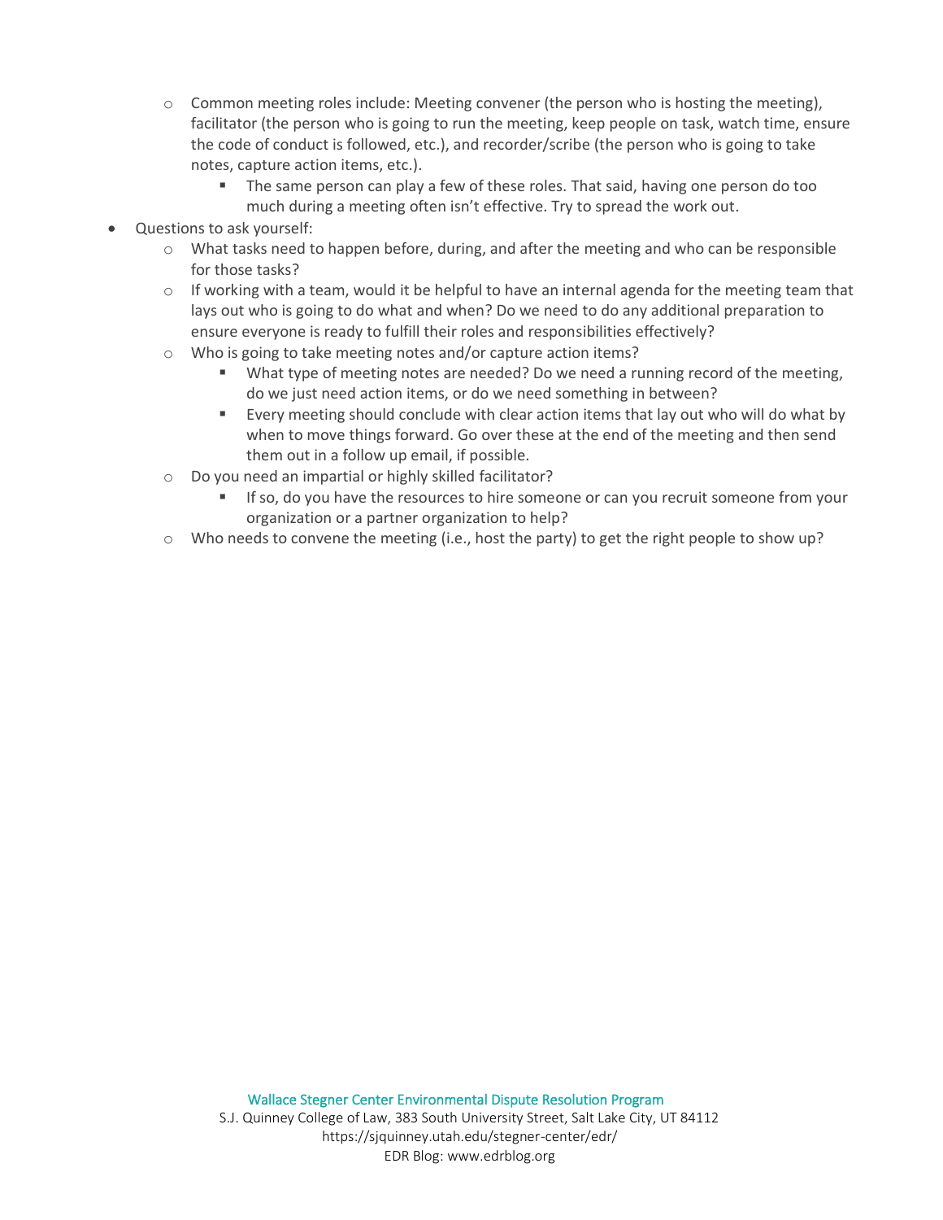- Common meeting roles include: Meeting convener (the person who is hosting the meeting), facilitator (the person who is going to run the meeting, keep people on task, watch time, ensure the code of conduct is followed, etc.), and recorder/scribe (the person who is going to take notes, capture action items, etc.).
    - The same person can play a few of these roles. That said, having one person do too much during a meeting often isn't effective. Try to spread the work out.

- Questions to ask yourself:
    - What tasks need to happen before, during, and after the meeting and who can be responsible for those tasks?
    - If working with a team, would it be helpful to have an internal agenda for the meeting team that lays out who is going to do what and when? Do we need to do any additional preparation to ensure everyone is ready to fulfill their roles and responsibilities effectively?
    - Who is going to take meeting notes and/or capture action items?
        - What type of meeting notes are needed? Do we need a running record of the meeting, do we just need action items, or do we need something in between?
        - Every meeting should conclude with clear action items that lay out who will do what by when to move things forward. Go over these at the end of the meeting and then send them out in a follow up email, if possible.
    - Do you need an impartial or highly skilled facilitator?
        - If so, do you have the resources to hire someone or can you recruit someone from your organization or a partner organization to help?
    - Who needs to convene the meeting (i.e., host the party) to get the right people to show up?